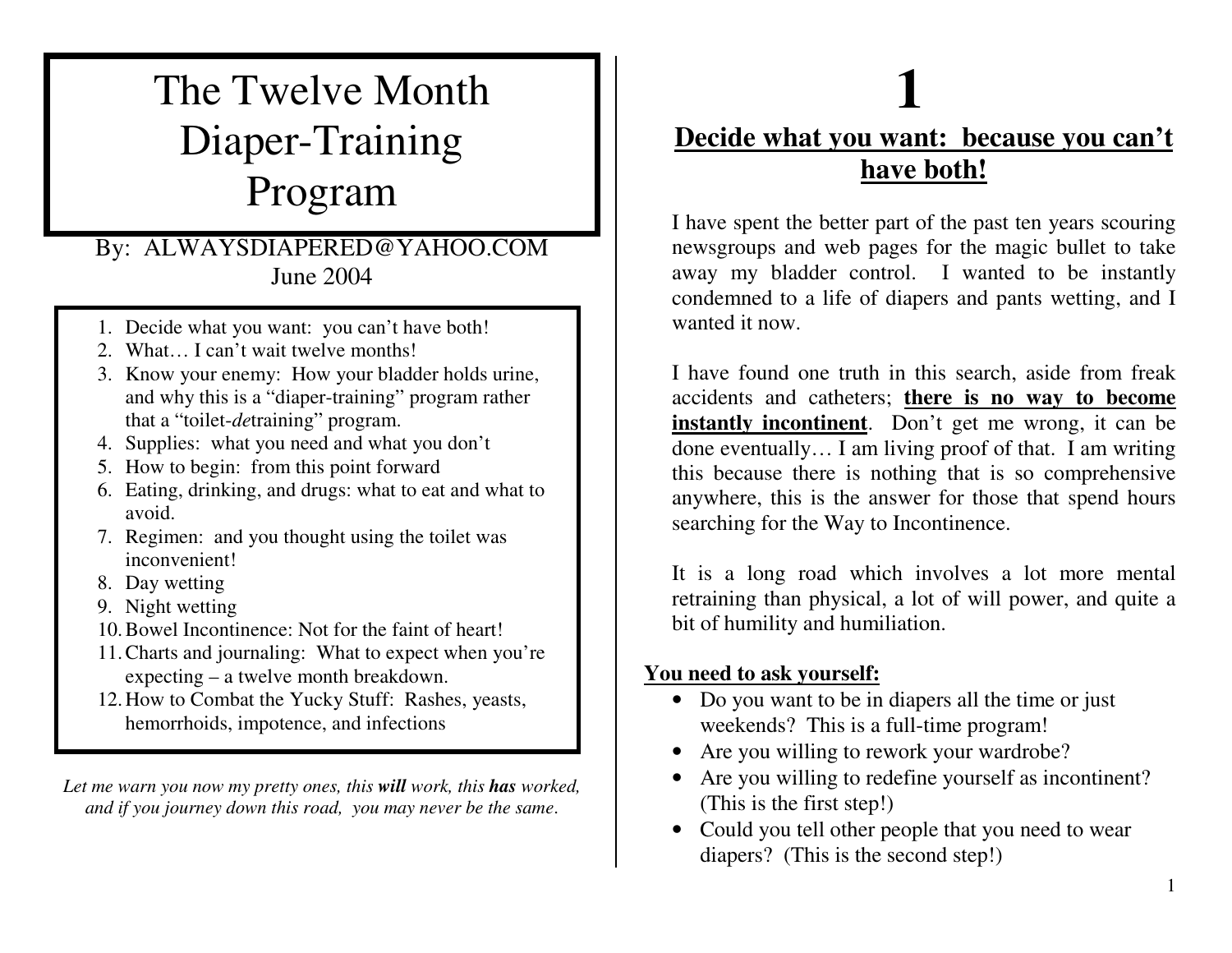# The Twelve Month Diaper-Training Program

By: ALWAYSDIAPERED@YAHOO.COM
June 2004

1. Decide what you want: you can't have both!
2. What… I can't wait twelve months!
3. Know your enemy: How your bladder holds urine, and why this is a "diaper-training" program rather that a "toilet-*de*training" program.
4. Supplies: what you need and what you don't
5. How to begin: from this point forward
6. Eating, drinking, and drugs: what to eat and what to avoid.
7. Regimen: and you thought using the toilet was inconvenient!
8. Day wetting
9. Night wetting
10. Bowel Incontinence: Not for the faint of heart!
11. Charts and journaling: What to expect when you're expecting – a twelve month breakdown.
12. How to Combat the Yucky Stuff: Rashes, yeasts, hemorrhoids, impotence, and infections

*Let me warn you now my pretty ones, this* ***will*** *work, this* ***has*** *worked, and if you journey down this road, you may never be the same.*

# 1

## Decide what you want: because you can't have both!

I have spent the better part of the past ten years scouring newsgroups and web pages for the magic bullet to take away my bladder control. I wanted to be instantly condemned to a life of diapers and pants wetting, and I wanted it now.

I have found one truth in this search, aside from freak accidents and catheters; **there is no way to become instantly incontinent**. Don't get me wrong, it can be done eventually… I am living proof of that. I am writing this because there is nothing that is so comprehensive anywhere, this is the answer for those that spend hours searching for the Way to Incontinence.

It is a long road which involves a lot more mental retraining than physical, a lot of will power, and quite a bit of humility and humiliation.

**You need to ask yourself:**

- Do you want to be in diapers all the time or just weekends? This is a full-time program!
- Are you willing to rework your wardrobe?
- Are you willing to redefine yourself as incontinent? (This is the first step!)
- Could you tell other people that you need to wear diapers? (This is the second step!)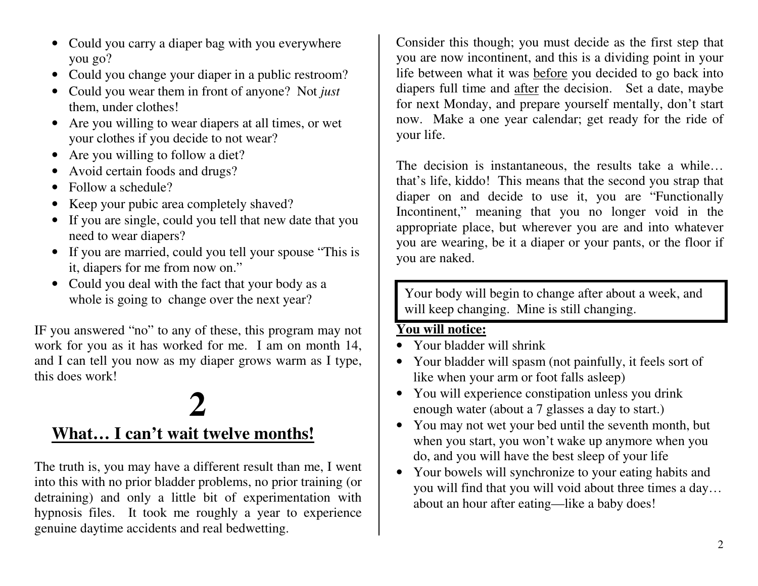- Could you carry a diaper bag with you everywhere you go?
- Could you change your diaper in a public restroom?
- Could you wear them in front of anyone? Not *just* them, under clothes!
- Are you willing to wear diapers at all times, or wet your clothes if you decide to not wear?
- Are you willing to follow a diet?
- Avoid certain foods and drugs?
- Follow a schedule?
- Keep your pubic area completely shaved?
- If you are single, could you tell that new date that you need to wear diapers?
- If you are married, could you tell your spouse "This is it, diapers for me from now on."
- Could you deal with the fact that your body as a whole is going to change over the next year?

IF you answered "no" to any of these, this program may not work for you as it has worked for me. I am on month 14, and I can tell you now as my diaper grows warm as I type, this does work!

# 2

## What… I can't wait twelve months!

The truth is, you may have a different result than me, I went into this with no prior bladder problems, no prior training (or detraining) and only a little bit of experimentation with hypnosis files. It took me roughly a year to experience genuine daytime accidents and real bedwetting.

Consider this though; you must decide as the first step that you are now incontinent, and this is a dividing point in your life between what it was before you decided to go back into diapers full time and after the decision. Set a date, maybe for next Monday, and prepare yourself mentally, don't start now. Make a one year calendar; get ready for the ride of your life.

The decision is instantaneous, the results take a while… that's life, kiddo! This means that the second you strap that diaper on and decide to use it, you are "Functionally Incontinent," meaning that you no longer void in the appropriate place, but wherever you are and into whatever you are wearing, be it a diaper or your pants, or the floor if you are naked.

> Your body will begin to change after about a week, and will keep changing. Mine is still changing.

**You will notice:**

- Your bladder will shrink
- Your bladder will spasm (not painfully, it feels sort of like when your arm or foot falls asleep)
- You will experience constipation unless you drink enough water (about a 7 glasses a day to start.)
- You may not wet your bed until the seventh month, but when you start, you won't wake up anymore when you do, and you will have the best sleep of your life
- Your bowels will synchronize to your eating habits and you will find that you will void about three times a day… about an hour after eating—like a baby does!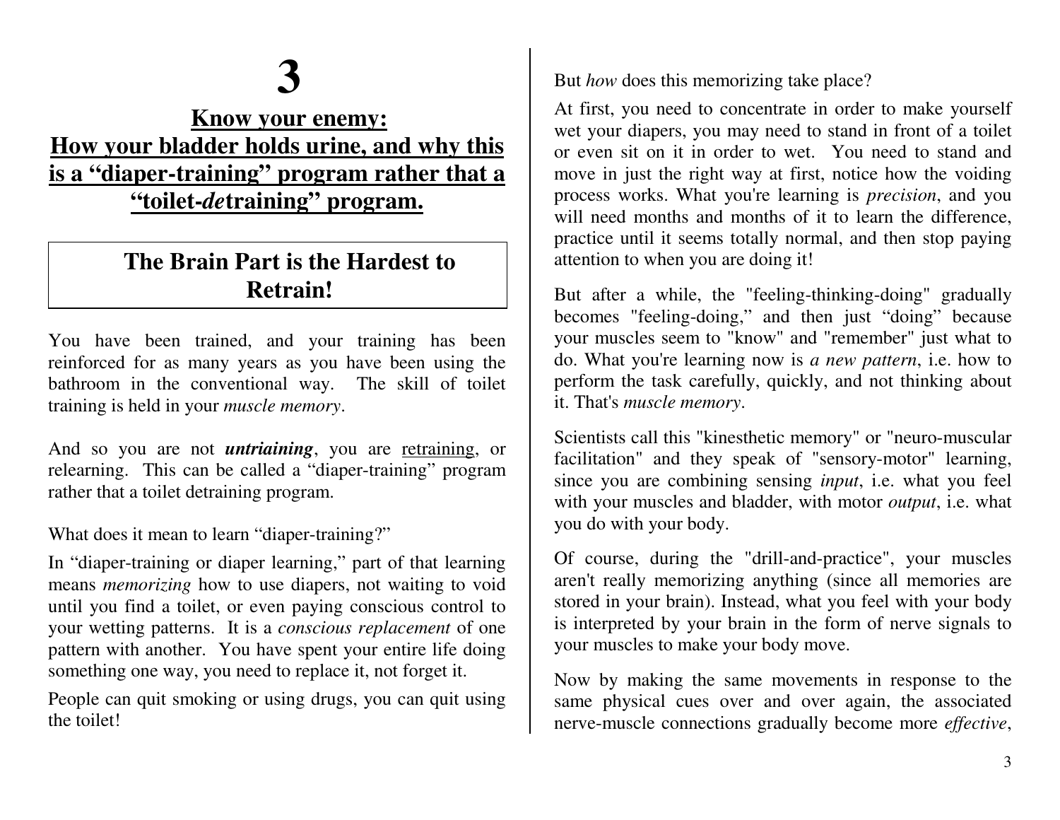# 3

## Know your enemy: How your bladder holds urine, and why this is a "diaper-training" program rather that a "toilet-*de*training" program.

### The Brain Part is the Hardest to Retrain!

You have been trained, and your training has been reinforced for as many years as you have been using the bathroom in the conventional way. The skill of toilet training is held in your *muscle memory*.

And so you are not ***untriaining***, you are <u>retraining</u>, or relearning. This can be called a "diaper-training" program rather that a toilet detraining program.

What does it mean to learn "diaper-training?"

In "diaper-training or diaper learning," part of that learning means *memorizing* how to use diapers, not waiting to void until you find a toilet, or even paying conscious control to your wetting patterns. It is a *conscious replacement* of one pattern with another. You have spent your entire life doing something one way, you need to replace it, not forget it.

People can quit smoking or using drugs, you can quit using the toilet!

But *how* does this memorizing take place?

At first, you need to concentrate in order to make yourself wet your diapers, you may need to stand in front of a toilet or even sit on it in order to wet. You need to stand and move in just the right way at first, notice how the voiding process works. What you're learning is *precision*, and you will need months and months of it to learn the difference, practice until it seems totally normal, and then stop paying attention to when you are doing it!

But after a while, the "feeling-thinking-doing" gradually becomes "feeling-doing," and then just "doing" because your muscles seem to "know" and "remember" just what to do. What you're learning now is *a new pattern*, i.e. how to perform the task carefully, quickly, and not thinking about it. That's *muscle memory*.

Scientists call this "kinesthetic memory" or "neuro-muscular facilitation" and they speak of "sensory-motor" learning, since you are combining sensing *input*, i.e. what you feel with your muscles and bladder, with motor *output*, i.e. what you do with your body.

Of course, during the "drill-and-practice", your muscles aren't really memorizing anything (since all memories are stored in your brain). Instead, what you feel with your body is interpreted by your brain in the form of nerve signals to your muscles to make your body move.

Now by making the same movements in response to the same physical cues over and over again, the associated nerve-muscle connections gradually become more *effective*,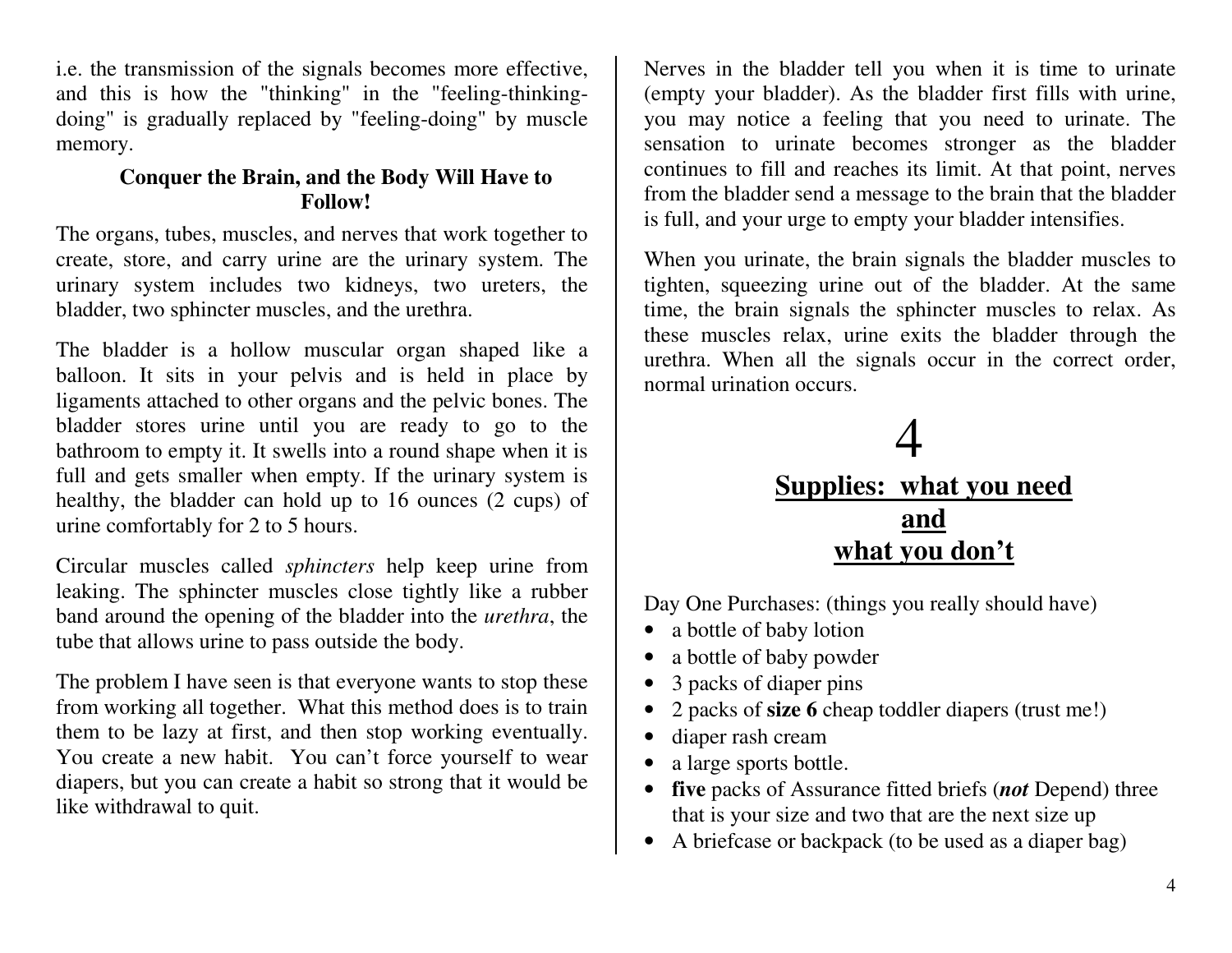i.e. the transmission of the signals becomes more effective, and this is how the "thinking" in the "feeling-thinking-doing" is gradually replaced by "feeling-doing" by muscle memory.

### Conquer the Brain, and the Body Will Have to Follow!

The organs, tubes, muscles, and nerves that work together to create, store, and carry urine are the urinary system. The urinary system includes two kidneys, two ureters, the bladder, two sphincter muscles, and the urethra.

The bladder is a hollow muscular organ shaped like a balloon. It sits in your pelvis and is held in place by ligaments attached to other organs and the pelvic bones. The bladder stores urine until you are ready to go to the bathroom to empty it. It swells into a round shape when it is full and gets smaller when empty. If the urinary system is healthy, the bladder can hold up to 16 ounces (2 cups) of urine comfortably for 2 to 5 hours.

Circular muscles called *sphincters* help keep urine from leaking. The sphincter muscles close tightly like a rubber band around the opening of the bladder into the *urethra*, the tube that allows urine to pass outside the body.

The problem I have seen is that everyone wants to stop these from working all together. What this method does is to train them to be lazy at first, and then stop working eventually. You create a new habit. You can't force yourself to wear diapers, but you can create a habit so strong that it would be like withdrawal to quit.

Nerves in the bladder tell you when it is time to urinate (empty your bladder). As the bladder first fills with urine, you may notice a feeling that you need to urinate. The sensation to urinate becomes stronger as the bladder continues to fill and reaches its limit. At that point, nerves from the bladder send a message to the brain that the bladder is full, and your urge to empty your bladder intensifies.

When you urinate, the brain signals the bladder muscles to tighten, squeezing urine out of the bladder. At the same time, the brain signals the sphincter muscles to relax. As these muscles relax, urine exits the bladder through the urethra. When all the signals occur in the correct order, normal urination occurs.

# 4

## Supplies: what you need and what you don't

Day One Purchases: (things you really should have)

- a bottle of baby lotion
- a bottle of baby powder
- 3 packs of diaper pins
- 2 packs of **size 6** cheap toddler diapers (trust me!)
- diaper rash cream
- a large sports bottle.
- **five** packs of Assurance fitted briefs (***not*** Depend) three that is your size and two that are the next size up
- A briefcase or backpack (to be used as a diaper bag)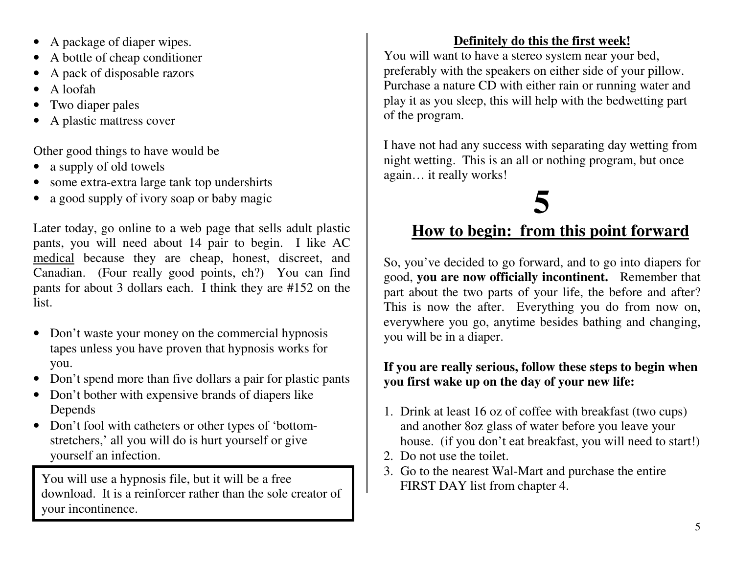- A package of diaper wipes.
- A bottle of cheap conditioner
- A pack of disposable razors
- A loofah
- Two diaper pales
- A plastic mattress cover

Other good things to have would be

- a supply of old towels
- some extra-extra large tank top undershirts
- a good supply of ivory soap or baby magic

Later today, go online to a web page that sells adult plastic pants, you will need about 14 pair to begin. I like AC medical because they are cheap, honest, discreet, and Canadian. (Four really good points, eh?) You can find pants for about 3 dollars each. I think they are #152 on the list.

- Don't waste your money on the commercial hypnosis tapes unless you have proven that hypnosis works for you.
- Don't spend more than five dollars a pair for plastic pants
- Don't bother with expensive brands of diapers like Depends
- Don't fool with catheters or other types of 'bottom-stretchers,' all you will do is hurt yourself or give yourself an infection.

> You will use a hypnosis file, but it will be a free download. It is a reinforcer rather than the sole creator of your incontinence.

**Definitely do this the first week!**

You will want to have a stereo system near your bed, preferably with the speakers on either side of your pillow. Purchase a nature CD with either rain or running water and play it as you sleep, this will help with the bedwetting part of the program.

I have not had any success with separating day wetting from night wetting. This is an all or nothing program, but once again… it really works!

# 5

## How to begin: from this point forward

So, you've decided to go forward, and to go into diapers for good, **you are now officially incontinent.** Remember that part about the two parts of your life, the before and after? This is now the after. Everything you do from now on, everywhere you go, anytime besides bathing and changing, you will be in a diaper.

**If you are really serious, follow these steps to begin when you first wake up on the day of your new life:**

1. Drink at least 16 oz of coffee with breakfast (two cups) and another 8oz glass of water before you leave your house. (if you don't eat breakfast, you will need to start!)
2. Do not use the toilet.
3. Go to the nearest Wal-Mart and purchase the entire FIRST DAY list from chapter 4.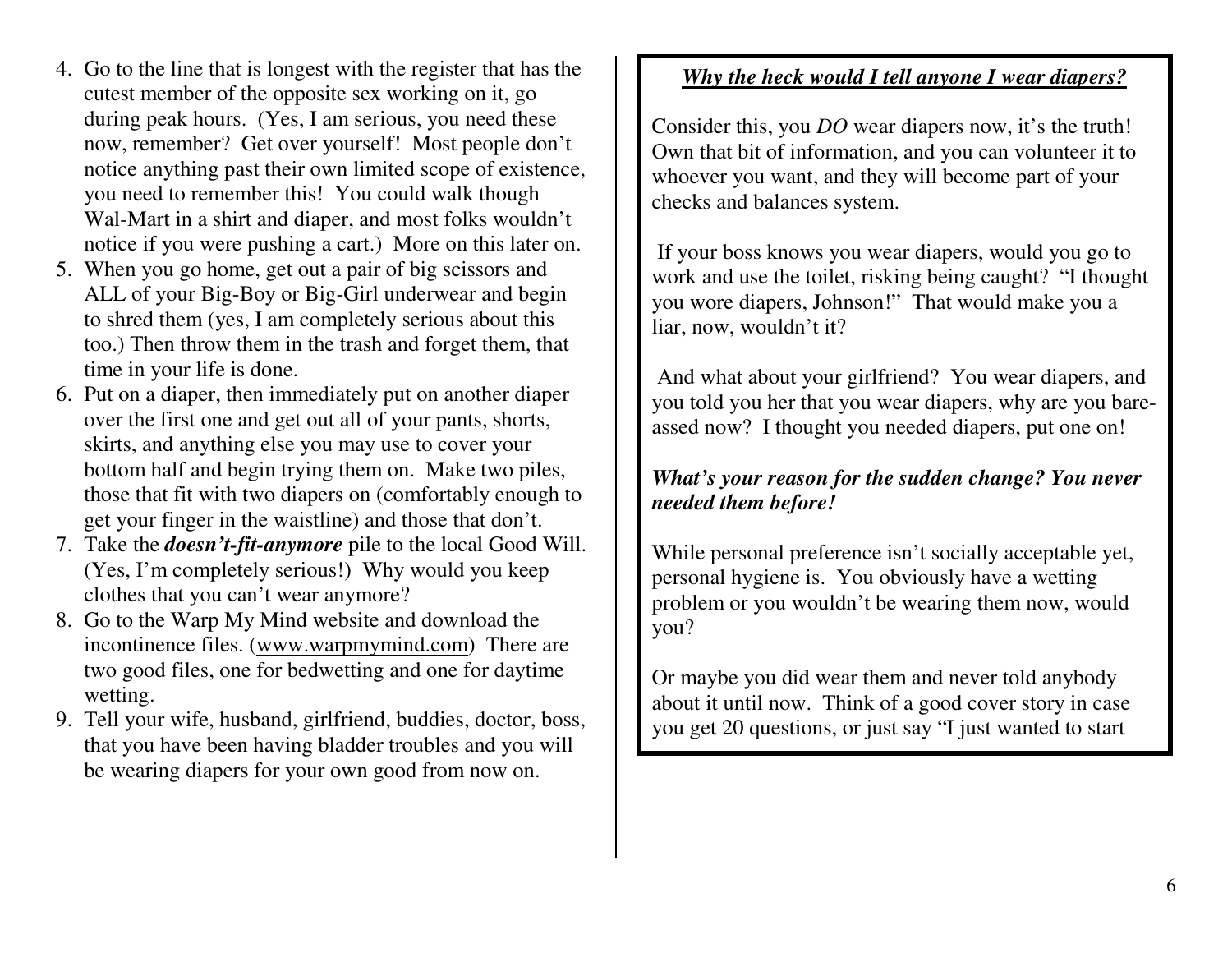4. Go to the line that is longest with the register that has the cutest member of the opposite sex working on it, go during peak hours. (Yes, I am serious, you need these now, remember? Get over yourself! Most people don't notice anything past their own limited scope of existence, you need to remember this! You could walk though Wal-Mart in a shirt and diaper, and most folks wouldn't notice if you were pushing a cart.) More on this later on.
5. When you go home, get out a pair of big scissors and ALL of your Big-Boy or Big-Girl underwear and begin to shred them (yes, I am completely serious about this too.) Then throw them in the trash and forget them, that time in your life is done.
6. Put on a diaper, then immediately put on another diaper over the first one and get out all of your pants, shorts, skirts, and anything else you may use to cover your bottom half and begin trying them on. Make two piles, those that fit with two diapers on (comfortably enough to get your finger in the waistline) and those that don't.
7. Take the ***doesn't-fit-anymore*** pile to the local Good Will. (Yes, I'm completely serious!) Why would you keep clothes that you can't wear anymore?
8. Go to the Warp My Mind website and download the incontinence files. (www.warpmymind.com) There are two good files, one for bedwetting and one for daytime wetting.
9. Tell your wife, husband, girlfriend, buddies, doctor, boss, that you have been having bladder troubles and you will be wearing diapers for your own good from now on.

***Why the heck would I tell anyone I wear diapers?***

Consider this, you *DO* wear diapers now, it's the truth! Own that bit of information, and you can volunteer it to whoever you want, and they will become part of your checks and balances system.

If your boss knows you wear diapers, would you go to work and use the toilet, risking being caught? "I thought you wore diapers, Johnson!" That would make you a liar, now, wouldn't it?

And what about your girlfriend? You wear diapers, and you told you her that you wear diapers, why are you bare-assed now? I thought you needed diapers, put one on!

***What's your reason for the sudden change? You never needed them before!***

While personal preference isn't socially acceptable yet, personal hygiene is. You obviously have a wetting problem or you wouldn't be wearing them now, would you?

Or maybe you did wear them and never told anybody about it until now. Think of a good cover story in case you get 20 questions, or just say "I just wanted to start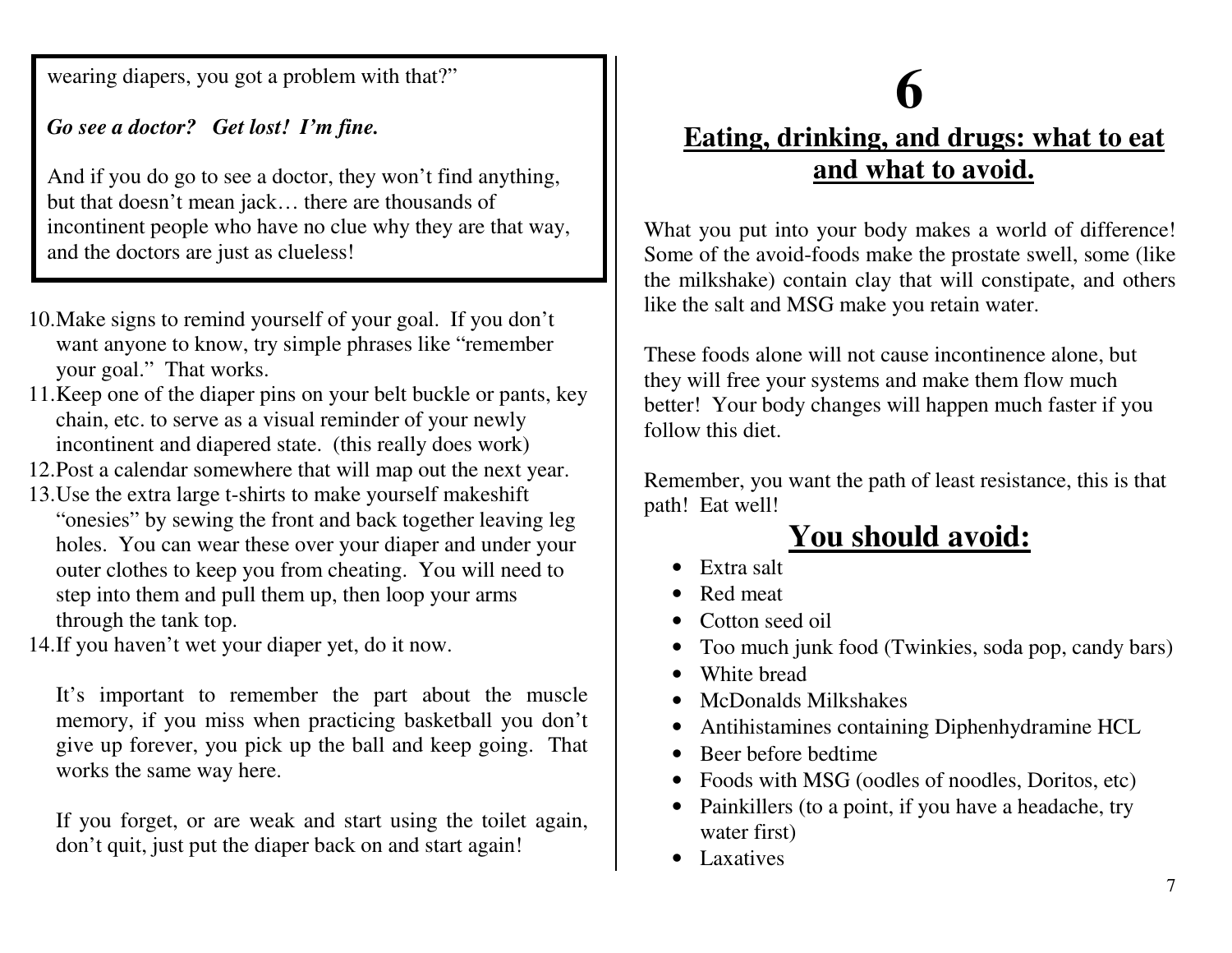wearing diapers, you got a problem with that?"

*Go see a doctor? Get lost! I'm fine.*

And if you do go to see a doctor, they won't find anything, but that doesn't mean jack… there are thousands of incontinent people who have no clue why they are that way, and the doctors are just as clueless!

10. Make signs to remind yourself of your goal. If you don't want anyone to know, try simple phrases like "remember your goal." That works.
11. Keep one of the diaper pins on your belt buckle or pants, key chain, etc. to serve as a visual reminder of your newly incontinent and diapered state. (this really does work)
12. Post a calendar somewhere that will map out the next year.
13. Use the extra large t-shirts to make yourself makeshift "onesies" by sewing the front and back together leaving leg holes. You can wear these over your diaper and under your outer clothes to keep you from cheating. You will need to step into them and pull them up, then loop your arms through the tank top.
14. If you haven't wet your diaper yet, do it now.

It's important to remember the part about the muscle memory, if you miss when practicing basketball you don't give up forever, you pick up the ball and keep going. That works the same way here.

If you forget, or are weak and start using the toilet again, don't quit, just put the diaper back on and start again!

# 6

## Eating, drinking, and drugs: what to eat and what to avoid.

What you put into your body makes a world of difference! Some of the avoid-foods make the prostate swell, some (like the milkshake) contain clay that will constipate, and others like the salt and MSG make you retain water.

These foods alone will not cause incontinence alone, but they will free your systems and make them flow much better! Your body changes will happen much faster if you follow this diet.

Remember, you want the path of least resistance, this is that path! Eat well!

## You should avoid:

- Extra salt
- Red meat
- Cotton seed oil
- Too much junk food (Twinkies, soda pop, candy bars)
- White bread
- McDonalds Milkshakes
- Antihistamines containing Diphenhydramine HCL
- Beer before bedtime
- Foods with MSG (oodles of noodles, Doritos, etc)
- Painkillers (to a point, if you have a headache, try water first)
- Laxatives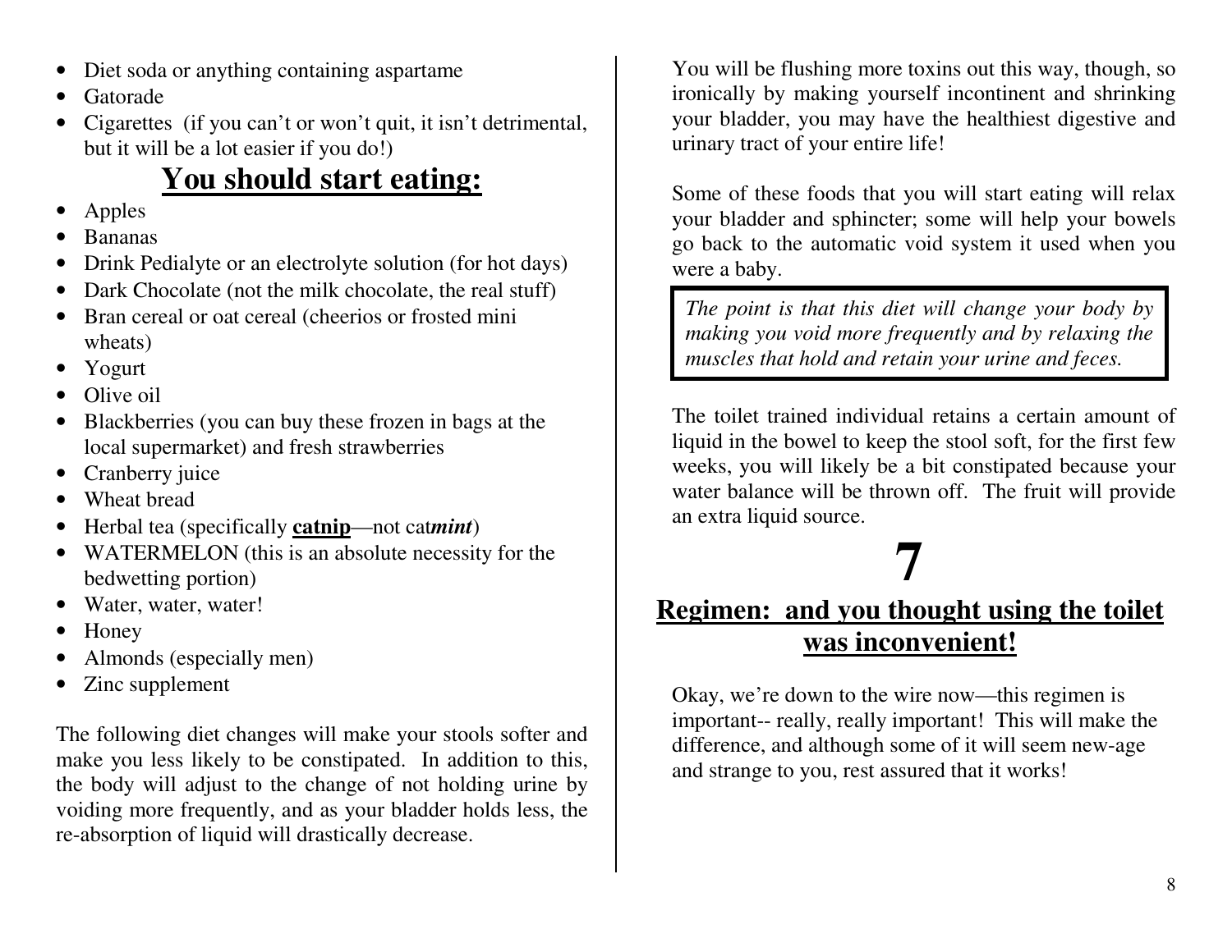- Diet soda or anything containing aspartame
- Gatorade
- Cigarettes (if you can't or won't quit, it isn't detrimental, but it will be a lot easier if you do!)

## <u>You should start eating:</u>

- Apples
- Bananas
- Drink Pedialyte or an electrolyte solution (for hot days)
- Dark Chocolate (not the milk chocolate, the real stuff)
- Bran cereal or oat cereal (cheerios or frosted mini wheats)
- Yogurt
- Olive oil
- Blackberries (you can buy these frozen in bags at the local supermarket) and fresh strawberries
- Cranberry juice
- Wheat bread
- Herbal tea (specifically **<u>catnip</u>**—not cat***mint***)
- WATERMELON (this is an absolute necessity for the bedwetting portion)
- Water, water, water!
- Honey
- Almonds (especially men)
- Zinc supplement

The following diet changes will make your stools softer and make you less likely to be constipated. In addition to this, the body will adjust to the change of not holding urine by voiding more frequently, and as your bladder holds less, the re-absorption of liquid will drastically decrease.

You will be flushing more toxins out this way, though, so ironically by making yourself incontinent and shrinking your bladder, you may have the healthiest digestive and urinary tract of your entire life!

Some of these foods that you will start eating will relax your bladder and sphincter; some will help your bowels go back to the automatic void system it used when you were a baby.

> *The point is that this diet will change your body by making you void more frequently and by relaxing the muscles that hold and retain your urine and feces.*

The toilet trained individual retains a certain amount of liquid in the bowel to keep the stool soft, for the first few weeks, you will likely be a bit constipated because your water balance will be thrown off. The fruit will provide an extra liquid source.

# 7

## <u>Regimen: and you thought using the toilet was inconvenient!</u>

Okay, we're down to the wire now—this regimen is important-- really, really important! This will make the difference, and although some of it will seem new-age and strange to you, rest assured that it works!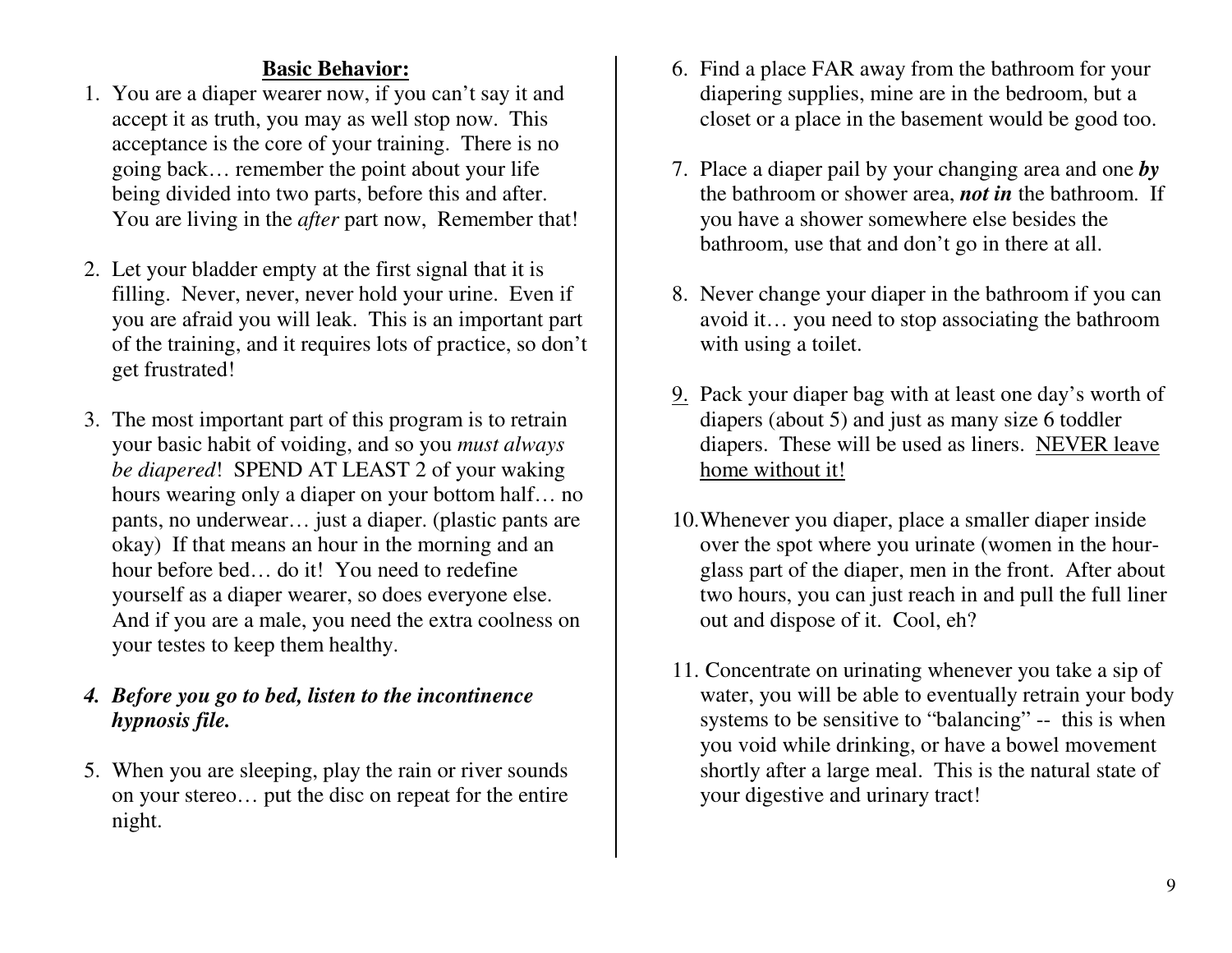**<u>Basic Behavior:</u>**

1. You are a diaper wearer now, if you can't say it and accept it as truth, you may as well stop now. This acceptance is the core of your training. There is no going back… remember the point about your life being divided into two parts, before this and after. You are living in the *after* part now, Remember that!

2. Let your bladder empty at the first signal that it is filling. Never, never, never hold your urine. Even if you are afraid you will leak. This is an important part of the training, and it requires lots of practice, so don't get frustrated!

3. The most important part of this program is to retrain your basic habit of voiding, and so you *must always be diapered*! SPEND AT LEAST 2 of your waking hours wearing only a diaper on your bottom half… no pants, no underwear… just a diaper. (plastic pants are okay) If that means an hour in the morning and an hour before bed… do it! You need to redefine yourself as a diaper wearer, so does everyone else. And if you are a male, you need the extra coolness on your testes to keep them healthy.

4. ***Before you go to bed, listen to the incontinence hypnosis file.***

5. When you are sleeping, play the rain or river sounds on your stereo… put the disc on repeat for the entire night.

6. Find a place FAR away from the bathroom for your diapering supplies, mine are in the bedroom, but a closet or a place in the basement would be good too.

7. Place a diaper pail by your changing area and one ***by*** the bathroom or shower area, ***not in*** the bathroom. If you have a shower somewhere else besides the bathroom, use that and don't go in there at all.

8. Never change your diaper in the bathroom if you can avoid it… you need to stop associating the bathroom with using a toilet.

9. Pack your diaper bag with at least one day's worth of diapers (about 5) and just as many size 6 toddler diapers. These will be used as liners. <u>NEVER leave home without it!</u>

10. Whenever you diaper, place a smaller diaper inside over the spot where you urinate (women in the hour-glass part of the diaper, men in the front. After about two hours, you can just reach in and pull the full liner out and dispose of it. Cool, eh?

11. Concentrate on urinating whenever you take a sip of water, you will be able to eventually retrain your body systems to be sensitive to "balancing" -- this is when you void while drinking, or have a bowel movement shortly after a large meal. This is the natural state of your digestive and urinary tract!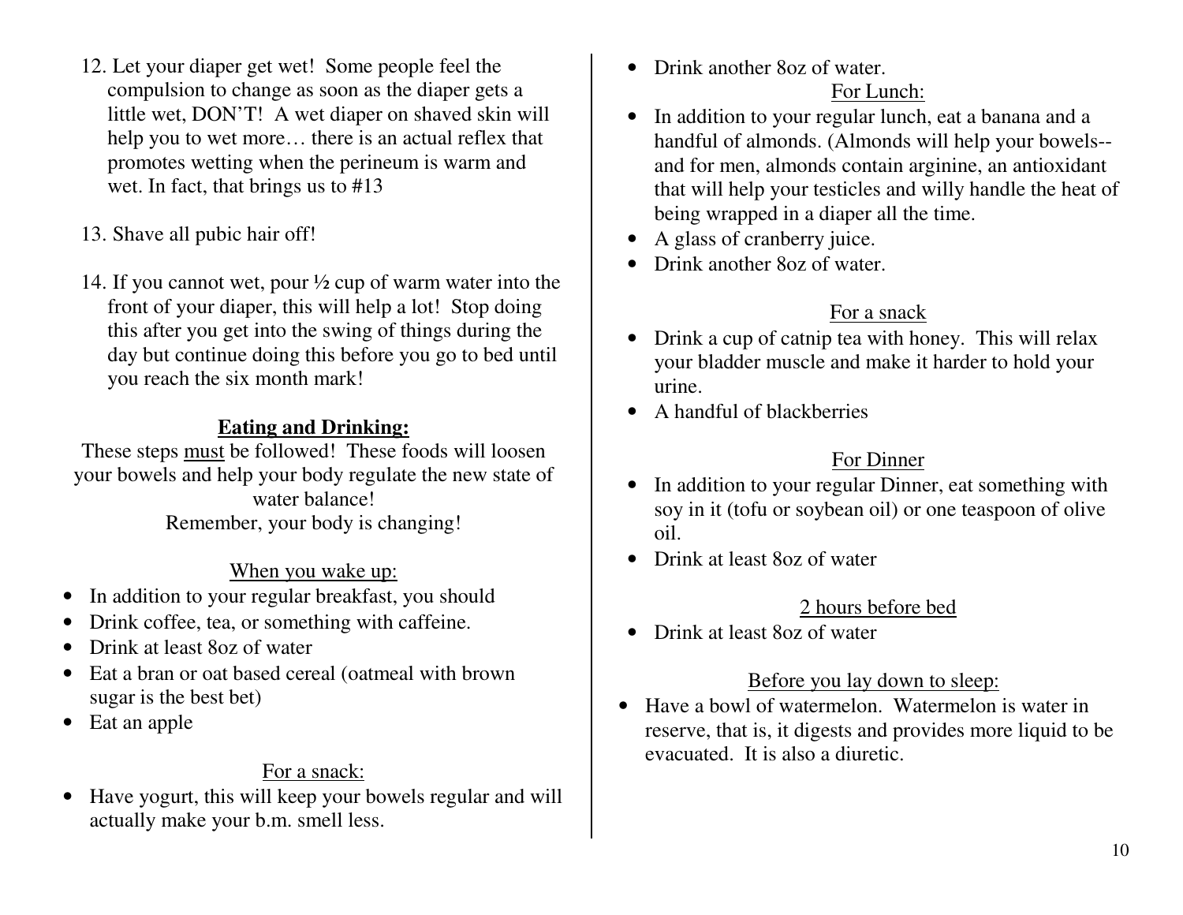12. Let your diaper get wet! Some people feel the compulsion to change as soon as the diaper gets a little wet, DON'T! A wet diaper on shaved skin will help you to wet more… there is an actual reflex that promotes wetting when the perineum is warm and wet. In fact, that brings us to #13

13. Shave all pubic hair off!

14. If you cannot wet, pour ½ cup of warm water into the front of your diaper, this will help a lot! Stop doing this after you get into the swing of things during the day but continue doing this before you go to bed until you reach the six month mark!

## **Eating and Drinking:**

These steps must be followed! These foods will loosen your bowels and help your body regulate the new state of water balance!
Remember, your body is changing!

When you wake up:

- In addition to your regular breakfast, you should
- Drink coffee, tea, or something with caffeine.
- Drink at least 8oz of water
- Eat a bran or oat based cereal (oatmeal with brown sugar is the best bet)
- Eat an apple

For a snack:

- Have yogurt, this will keep your bowels regular and will actually make your b.m. smell less.
- Drink another 8oz of water.

For Lunch:

- In addition to your regular lunch, eat a banana and a handful of almonds. (Almonds will help your bowels--and for men, almonds contain arginine, an antioxidant that will help your testicles and willy handle the heat of being wrapped in a diaper all the time.
- A glass of cranberry juice.
- Drink another 8oz of water.

For a snack

- Drink a cup of catnip tea with honey. This will relax your bladder muscle and make it harder to hold your urine.
- A handful of blackberries

For Dinner

- In addition to your regular Dinner, eat something with soy in it (tofu or soybean oil) or one teaspoon of olive oil.
- Drink at least 8oz of water

2 hours before bed

- Drink at least 8oz of water

Before you lay down to sleep:

- Have a bowl of watermelon. Watermelon is water in reserve, that is, it digests and provides more liquid to be evacuated. It is also a diuretic.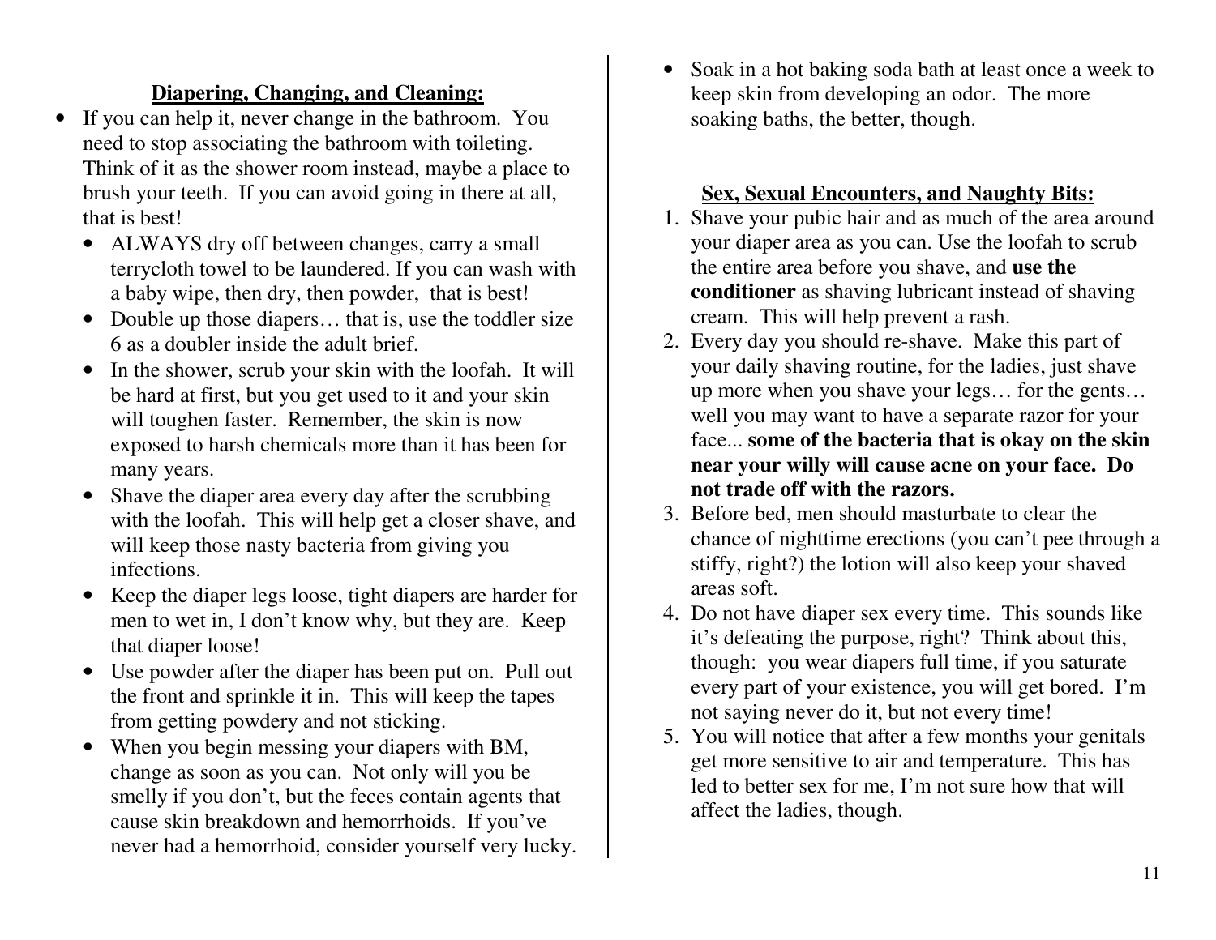## Diapering, Changing, and Cleaning:

- If you can help it, never change in the bathroom. You need to stop associating the bathroom with toileting. Think of it as the shower room instead, maybe a place to brush your teeth. If you can avoid going in there at all, that is best!
  - ALWAYS dry off between changes, carry a small terrycloth towel to be laundered. If you can wash with a baby wipe, then dry, then powder, that is best!
  - Double up those diapers… that is, use the toddler size 6 as a doubler inside the adult brief.
  - In the shower, scrub your skin with the loofah. It will be hard at first, but you get used to it and your skin will toughen faster. Remember, the skin is now exposed to harsh chemicals more than it has been for many years.
  - Shave the diaper area every day after the scrubbing with the loofah. This will help get a closer shave, and will keep those nasty bacteria from giving you infections.
  - Keep the diaper legs loose, tight diapers are harder for men to wet in, I don't know why, but they are. Keep that diaper loose!
  - Use powder after the diaper has been put on. Pull out the front and sprinkle it in. This will keep the tapes from getting powdery and not sticking.
  - When you begin messing your diapers with BM, change as soon as you can. Not only will you be smelly if you don't, but the feces contain agents that cause skin breakdown and hemorrhoids. If you've never had a hemorrhoid, consider yourself very lucky.
- Soak in a hot baking soda bath at least once a week to keep skin from developing an odor. The more soaking baths, the better, though.

## Sex, Sexual Encounters, and Naughty Bits:

1. Shave your pubic hair and as much of the area around your diaper area as you can. Use the loofah to scrub the entire area before you shave, and **use the conditioner** as shaving lubricant instead of shaving cream. This will help prevent a rash.
2. Every day you should re-shave. Make this part of your daily shaving routine, for the ladies, just shave up more when you shave your legs… for the gents… well you may want to have a separate razor for your face... **some of the bacteria that is okay on the skin near your willy will cause acne on your face. Do not trade off with the razors.**
3. Before bed, men should masturbate to clear the chance of nighttime erections (you can't pee through a stiffy, right?) the lotion will also keep your shaved areas soft.
4. Do not have diaper sex every time. This sounds like it's defeating the purpose, right? Think about this, though: you wear diapers full time, if you saturate every part of your existence, you will get bored. I'm not saying never do it, but not every time!
5. You will notice that after a few months your genitals get more sensitive to air and temperature. This has led to better sex for me, I'm not sure how that will affect the ladies, though.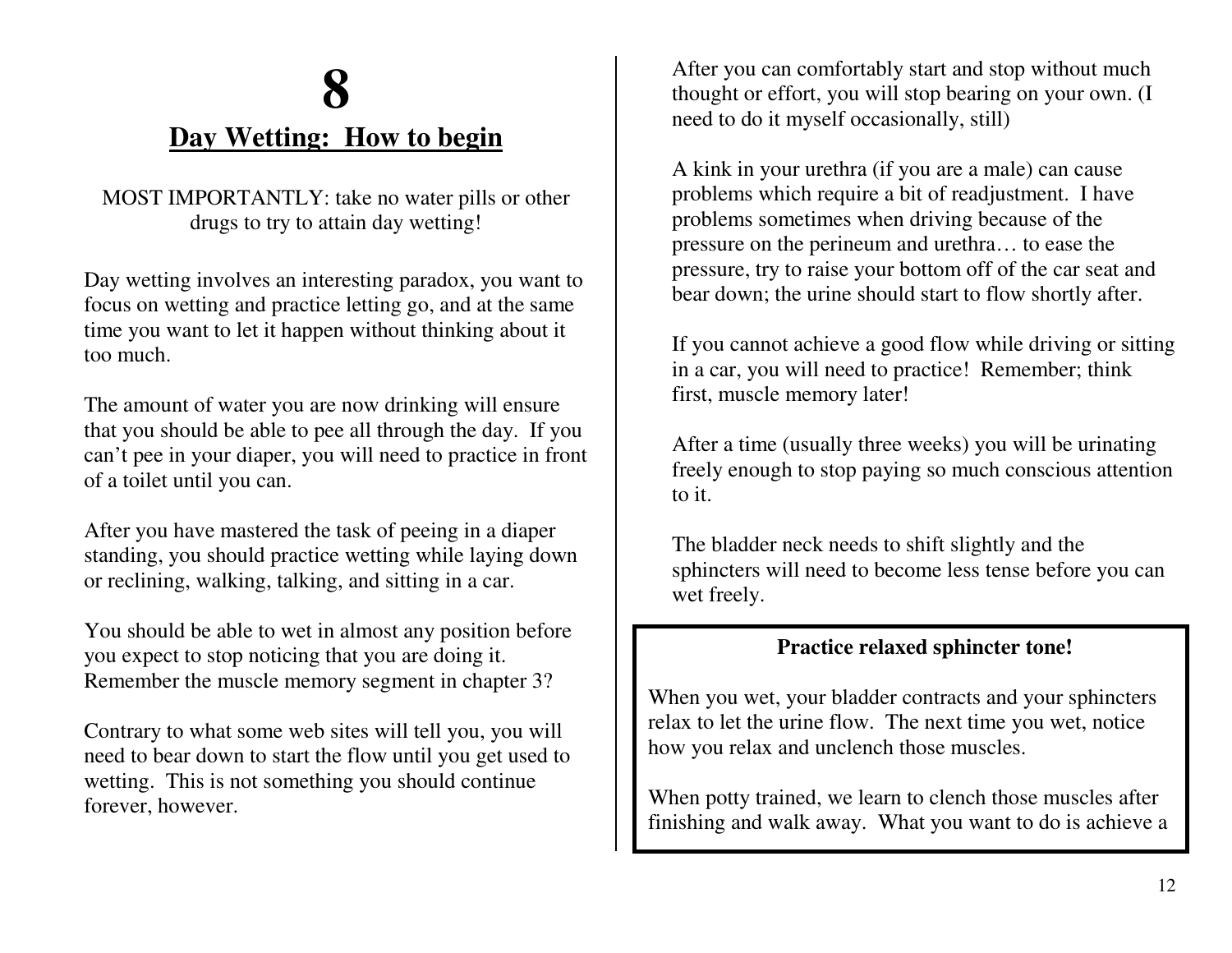# 8

## Day Wetting: How to begin

MOST IMPORTANTLY: take no water pills or other drugs to try to attain day wetting!

Day wetting involves an interesting paradox, you want to focus on wetting and practice letting go, and at the same time you want to let it happen without thinking about it too much.

The amount of water you are now drinking will ensure that you should be able to pee all through the day. If you can't pee in your diaper, you will need to practice in front of a toilet until you can.

After you have mastered the task of peeing in a diaper standing, you should practice wetting while laying down or reclining, walking, talking, and sitting in a car.

You should be able to wet in almost any position before you expect to stop noticing that you are doing it. Remember the muscle memory segment in chapter 3?

Contrary to what some web sites will tell you, you will need to bear down to start the flow until you get used to wetting. This is not something you should continue forever, however.

After you can comfortably start and stop without much thought or effort, you will stop bearing on your own. (I need to do it myself occasionally, still)

A kink in your urethra (if you are a male) can cause problems which require a bit of readjustment. I have problems sometimes when driving because of the pressure on the perineum and urethra… to ease the pressure, try to raise your bottom off of the car seat and bear down; the urine should start to flow shortly after.

If you cannot achieve a good flow while driving or sitting in a car, you will need to practice! Remember; think first, muscle memory later!

After a time (usually three weeks) you will be urinating freely enough to stop paying so much conscious attention to it.

The bladder neck needs to shift slightly and the sphincters will need to become less tense before you can wet freely.

**Practice relaxed sphincter tone!**

When you wet, your bladder contracts and your sphincters relax to let the urine flow. The next time you wet, notice how you relax and unclench those muscles.

When potty trained, we learn to clench those muscles after finishing and walk away. What you want to do is achieve a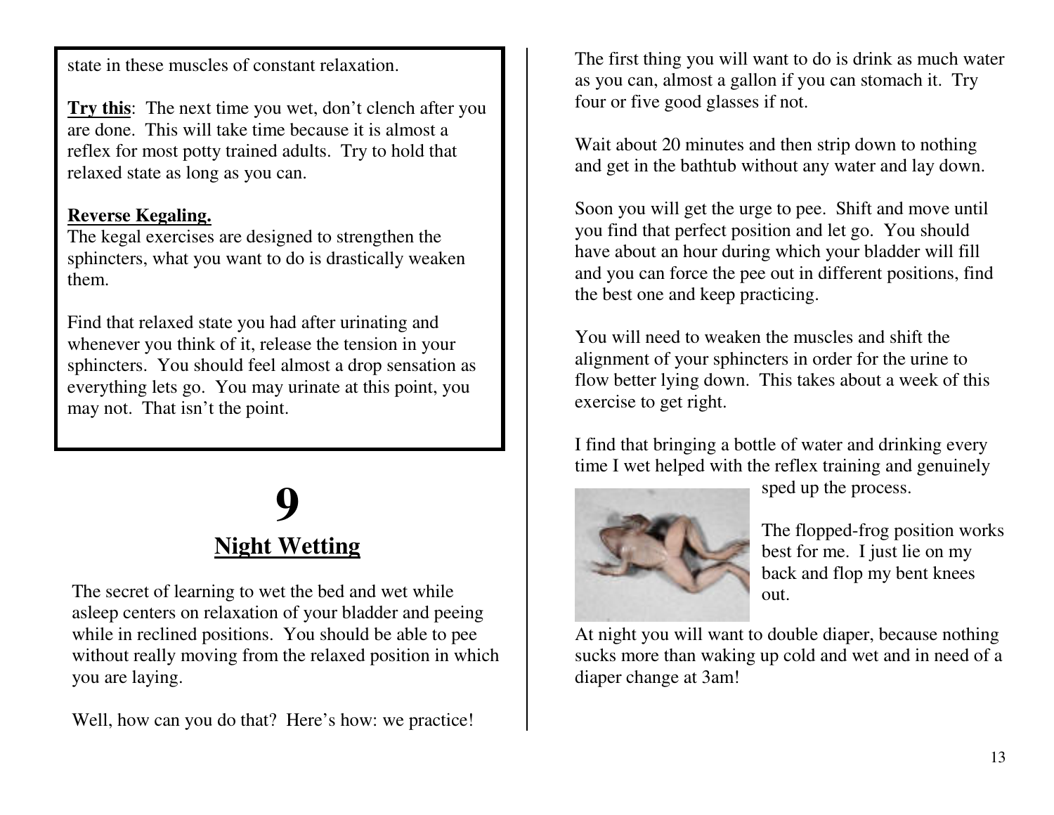state in these muscles of constant relaxation.

**Try this**: The next time you wet, don't clench after you are done. This will take time because it is almost a reflex for most potty trained adults. Try to hold that relaxed state as long as you can.

**Reverse Kegaling.**
The kegal exercises are designed to strengthen the sphincters, what you want to do is drastically weaken them.

Find that relaxed state you had after urinating and whenever you think of it, release the tension in your sphincters. You should feel almost a drop sensation as everything lets go. You may urinate at this point, you may not. That isn't the point.

# 9
## Night Wetting

The secret of learning to wet the bed and wet while asleep centers on relaxation of your bladder and peeing while in reclined positions. You should be able to pee without really moving from the relaxed position in which you are laying.

Well, how can you do that? Here's how: we practice!

The first thing you will want to do is drink as much water as you can, almost a gallon if you can stomach it. Try four or five good glasses if not.

Wait about 20 minutes and then strip down to nothing and get in the bathtub without any water and lay down.

Soon you will get the urge to pee. Shift and move until you find that perfect position and let go. You should have about an hour during which your bladder will fill and you can force the pee out in different positions, find the best one and keep practicing.

You will need to weaken the muscles and shift the alignment of your sphincters in order for the urine to flow better lying down. This takes about a week of this exercise to get right.

I find that bringing a bottle of water and drinking every time I wet helped with the reflex training and genuinely sped up the process.

The flopped-frog position works best for me. I just lie on my back and flop my bent knees out.

At night you will want to double diaper, because nothing sucks more than waking up cold and wet and in need of a diaper change at 3am!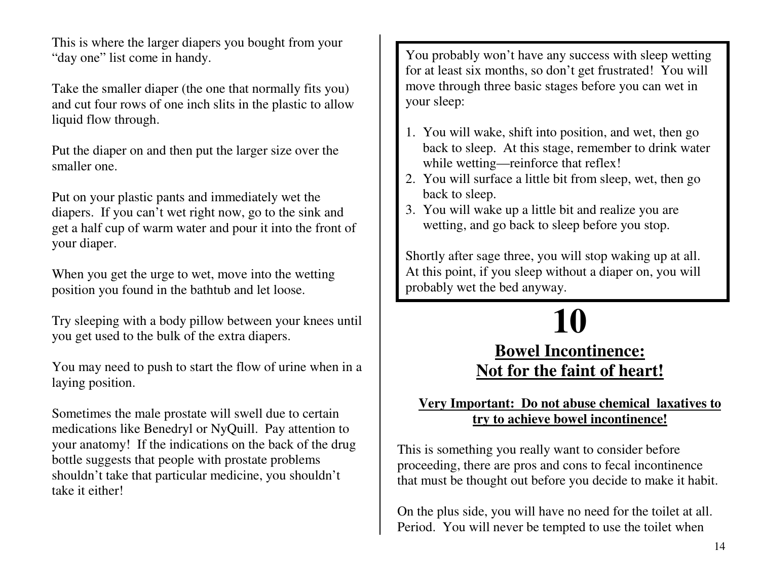This is where the larger diapers you bought from your "day one" list come in handy.

Take the smaller diaper (the one that normally fits you) and cut four rows of one inch slits in the plastic to allow liquid flow through.

Put the diaper on and then put the larger size over the smaller one.

Put on your plastic pants and immediately wet the diapers. If you can't wet right now, go to the sink and get a half cup of warm water and pour it into the front of your diaper.

When you get the urge to wet, move into the wetting position you found in the bathtub and let loose.

Try sleeping with a body pillow between your knees until you get used to the bulk of the extra diapers.

You may need to push to start the flow of urine when in a laying position.

Sometimes the male prostate will swell due to certain medications like Benedryl or NyQuill. Pay attention to your anatomy! If the indications on the back of the drug bottle suggests that people with prostate problems shouldn't take that particular medicine, you shouldn't take it either!

You probably won't have any success with sleep wetting for at least six months, so don't get frustrated! You will move through three basic stages before you can wet in your sleep:

1. You will wake, shift into position, and wet, then go back to sleep. At this stage, remember to drink water while wetting—reinforce that reflex!
2. You will surface a little bit from sleep, wet, then go back to sleep.
3. You will wake up a little bit and realize you are wetting, and go back to sleep before you stop.

Shortly after sage three, you will stop waking up at all. At this point, if you sleep without a diaper on, you will probably wet the bed anyway.

# 10

## Bowel Incontinence: Not for the faint of heart!

**Very Important: Do not abuse chemical laxatives to try to achieve bowel incontinence!**

This is something you really want to consider before proceeding, there are pros and cons to fecal incontinence that must be thought out before you decide to make it habit.

On the plus side, you will have no need for the toilet at all. Period. You will never be tempted to use the toilet when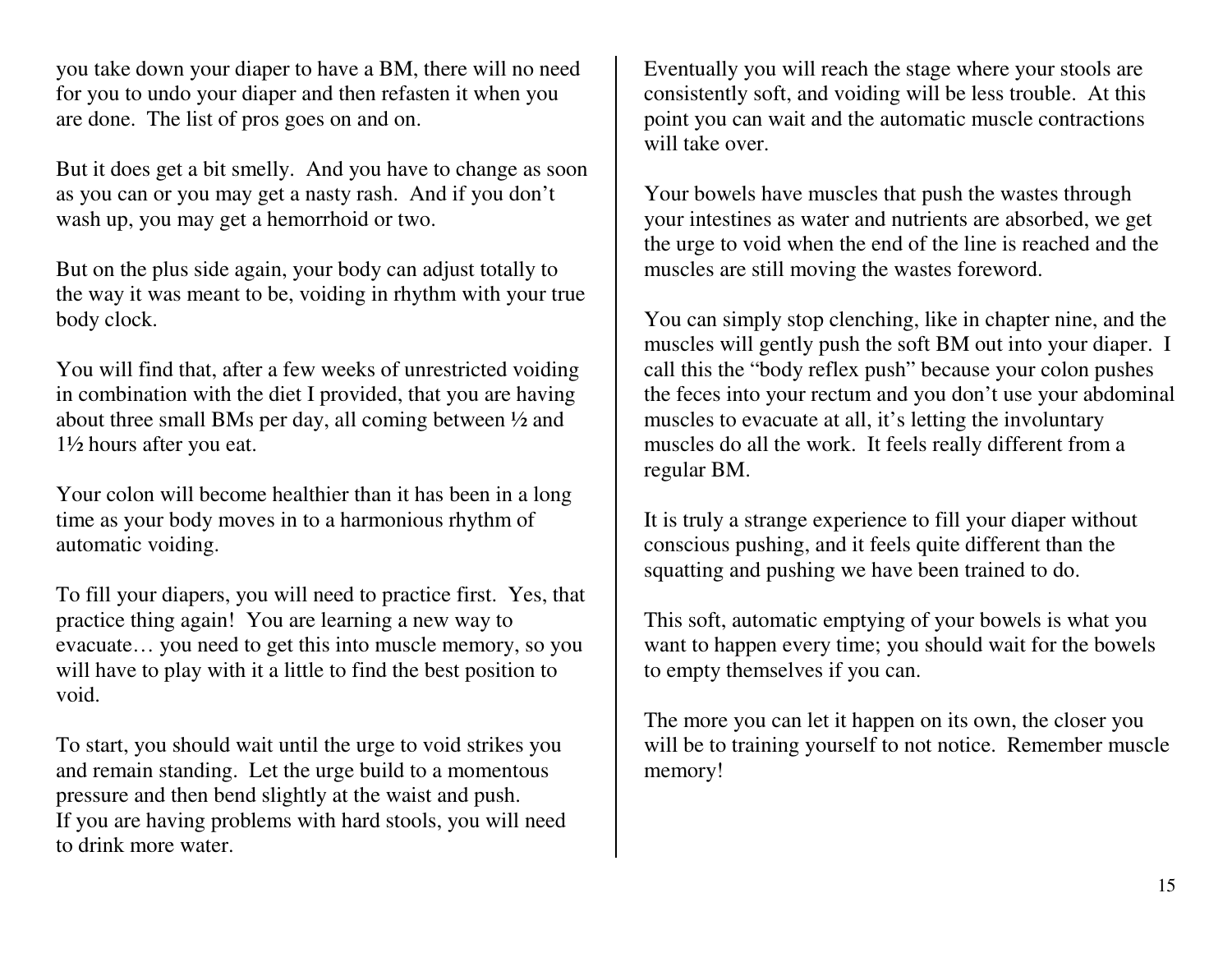you take down your diaper to have a BM, there will no need for you to undo your diaper and then refasten it when you are done. The list of pros goes on and on.

But it does get a bit smelly. And you have to change as soon as you can or you may get a nasty rash. And if you don't wash up, you may get a hemorrhoid or two.

But on the plus side again, your body can adjust totally to the way it was meant to be, voiding in rhythm with your true body clock.

You will find that, after a few weeks of unrestricted voiding in combination with the diet I provided, that you are having about three small BMs per day, all coming between ½ and 1½ hours after you eat.

Your colon will become healthier than it has been in a long time as your body moves in to a harmonious rhythm of automatic voiding.

To fill your diapers, you will need to practice first. Yes, that practice thing again! You are learning a new way to evacuate… you need to get this into muscle memory, so you will have to play with it a little to find the best position to void.

To start, you should wait until the urge to void strikes you and remain standing. Let the urge build to a momentous pressure and then bend slightly at the waist and push.
If you are having problems with hard stools, you will need to drink more water.

Eventually you will reach the stage where your stools are consistently soft, and voiding will be less trouble. At this point you can wait and the automatic muscle contractions will take over.

Your bowels have muscles that push the wastes through your intestines as water and nutrients are absorbed, we get the urge to void when the end of the line is reached and the muscles are still moving the wastes foreword.

You can simply stop clenching, like in chapter nine, and the muscles will gently push the soft BM out into your diaper. I call this the "body reflex push" because your colon pushes the feces into your rectum and you don't use your abdominal muscles to evacuate at all, it's letting the involuntary muscles do all the work. It feels really different from a regular BM.

It is truly a strange experience to fill your diaper without conscious pushing, and it feels quite different than the squatting and pushing we have been trained to do.

This soft, automatic emptying of your bowels is what you want to happen every time; you should wait for the bowels to empty themselves if you can.

The more you can let it happen on its own, the closer you will be to training yourself to not notice. Remember muscle memory!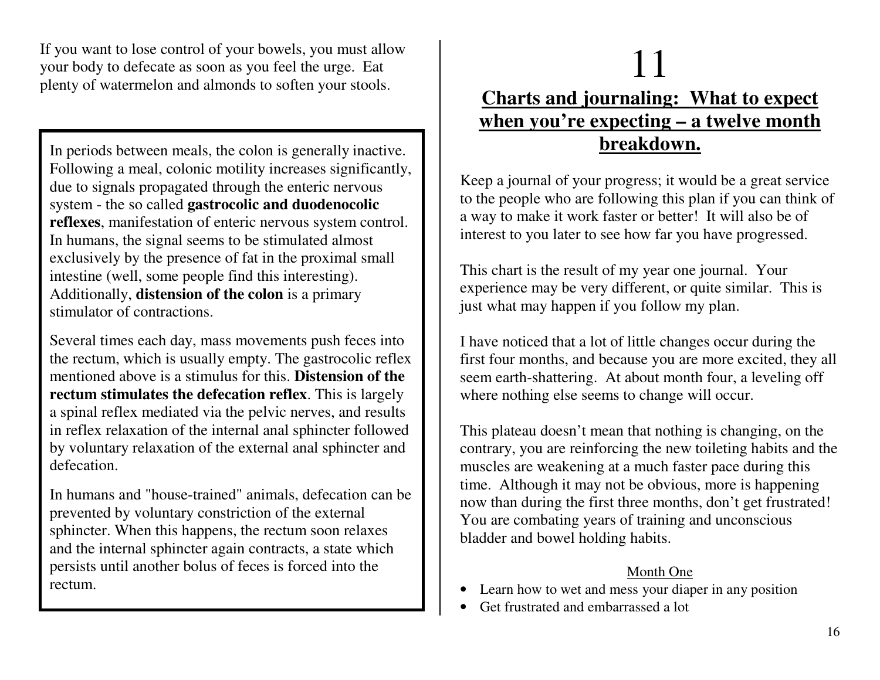If you want to lose control of your bowels, you must allow your body to defecate as soon as you feel the urge. Eat plenty of watermelon and almonds to soften your stools.

> In periods between meals, the colon is generally inactive. Following a meal, colonic motility increases significantly, due to signals propagated through the enteric nervous system - the so called **gastrocolic and duodenocolic reflexes**, manifestation of enteric nervous system control. In humans, the signal seems to be stimulated almost exclusively by the presence of fat in the proximal small intestine (well, some people find this interesting). Additionally, **distension of the colon** is a primary stimulator of contractions.
>
> Several times each day, mass movements push feces into the rectum, which is usually empty. The gastrocolic reflex mentioned above is a stimulus for this. **Distension of the rectum stimulates the defecation reflex**. This is largely a spinal reflex mediated via the pelvic nerves, and results in reflex relaxation of the internal anal sphincter followed by voluntary relaxation of the external anal sphincter and defecation.
>
> In humans and "house-trained" animals, defecation can be prevented by voluntary constriction of the external sphincter. When this happens, the rectum soon relaxes and the internal sphincter again contracts, a state which persists until another bolus of feces is forced into the rectum.

# 11

## Charts and journaling: What to expect when you're expecting – a twelve month breakdown.

Keep a journal of your progress; it would be a great service to the people who are following this plan if you can think of a way to make it work faster or better! It will also be of interest to you later to see how far you have progressed.

This chart is the result of my year one journal. Your experience may be very different, or quite similar. This is just what may happen if you follow my plan.

I have noticed that a lot of little changes occur during the first four months, and because you are more excited, they all seem earth-shattering. At about month four, a leveling off where nothing else seems to change will occur.

This plateau doesn't mean that nothing is changing, on the contrary, you are reinforcing the new toileting habits and the muscles are weakening at a much faster pace during this time. Although it may not be obvious, more is happening now than during the first three months, don't get frustrated! You are combating years of training and unconscious bladder and bowel holding habits.

Month One

- Learn how to wet and mess your diaper in any position
- Get frustrated and embarrassed a lot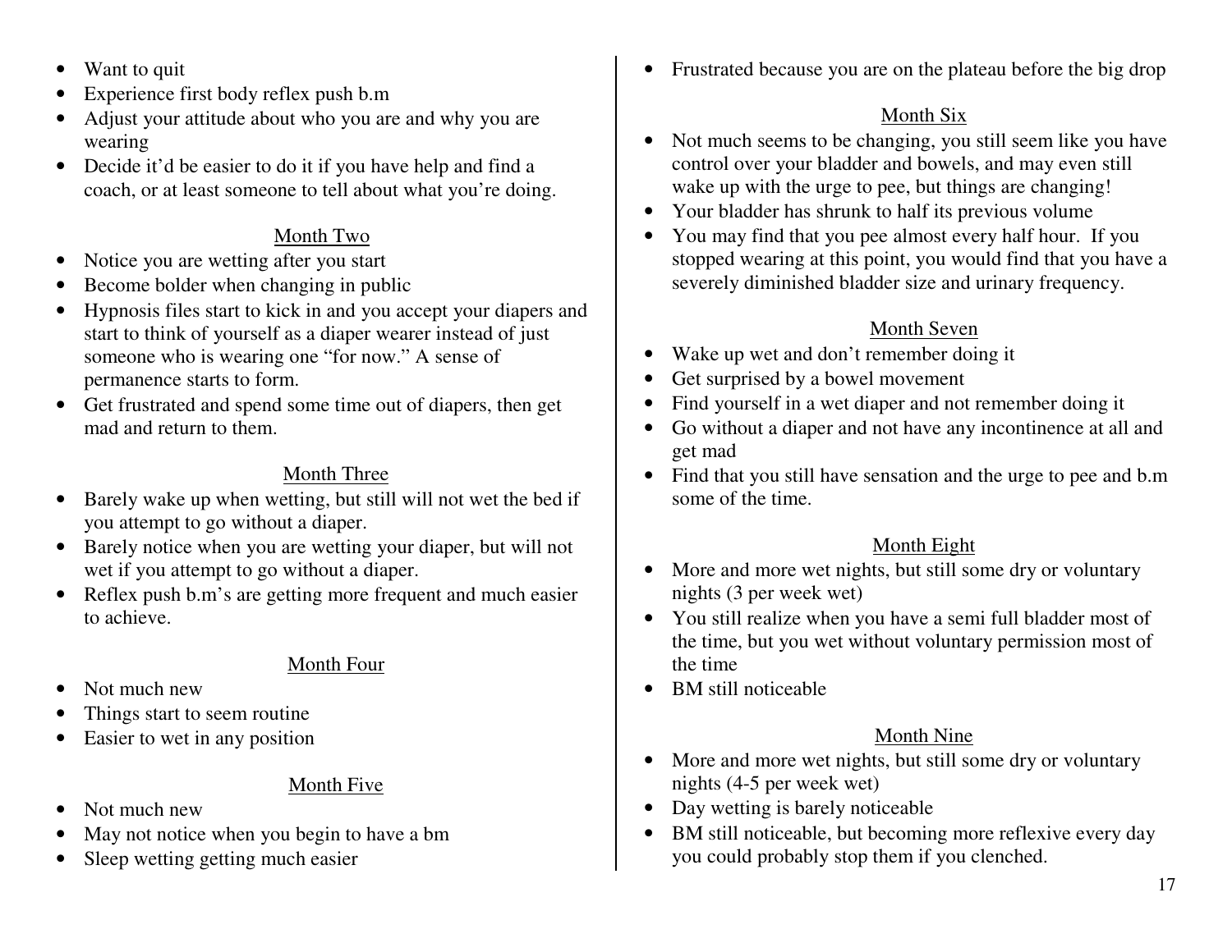- Want to quit
- Experience first body reflex push b.m
- Adjust your attitude about who you are and why you are wearing
- Decide it'd be easier to do it if you have help and find a coach, or at least someone to tell about what you're doing.

### Month Two

- Notice you are wetting after you start
- Become bolder when changing in public
- Hypnosis files start to kick in and you accept your diapers and start to think of yourself as a diaper wearer instead of just someone who is wearing one "for now." A sense of permanence starts to form.
- Get frustrated and spend some time out of diapers, then get mad and return to them.

### Month Three

- Barely wake up when wetting, but still will not wet the bed if you attempt to go without a diaper.
- Barely notice when you are wetting your diaper, but will not wet if you attempt to go without a diaper.
- Reflex push b.m's are getting more frequent and much easier to achieve.

### Month Four

- Not much new
- Things start to seem routine
- Easier to wet in any position

### Month Five

- Not much new
- May not notice when you begin to have a bm
- Sleep wetting getting much easier
- Frustrated because you are on the plateau before the big drop

### Month Six

- Not much seems to be changing, you still seem like you have control over your bladder and bowels, and may even still wake up with the urge to pee, but things are changing!
- Your bladder has shrunk to half its previous volume
- You may find that you pee almost every half hour. If you stopped wearing at this point, you would find that you have a severely diminished bladder size and urinary frequency.

### Month Seven

- Wake up wet and don't remember doing it
- Get surprised by a bowel movement
- Find yourself in a wet diaper and not remember doing it
- Go without a diaper and not have any incontinence at all and get mad
- Find that you still have sensation and the urge to pee and b.m some of the time.

### Month Eight

- More and more wet nights, but still some dry or voluntary nights (3 per week wet)
- You still realize when you have a semi full bladder most of the time, but you wet without voluntary permission most of the time
- BM still noticeable

### Month Nine

- More and more wet nights, but still some dry or voluntary nights (4-5 per week wet)
- Day wetting is barely noticeable
- BM still noticeable, but becoming more reflexive every day you could probably stop them if you clenched.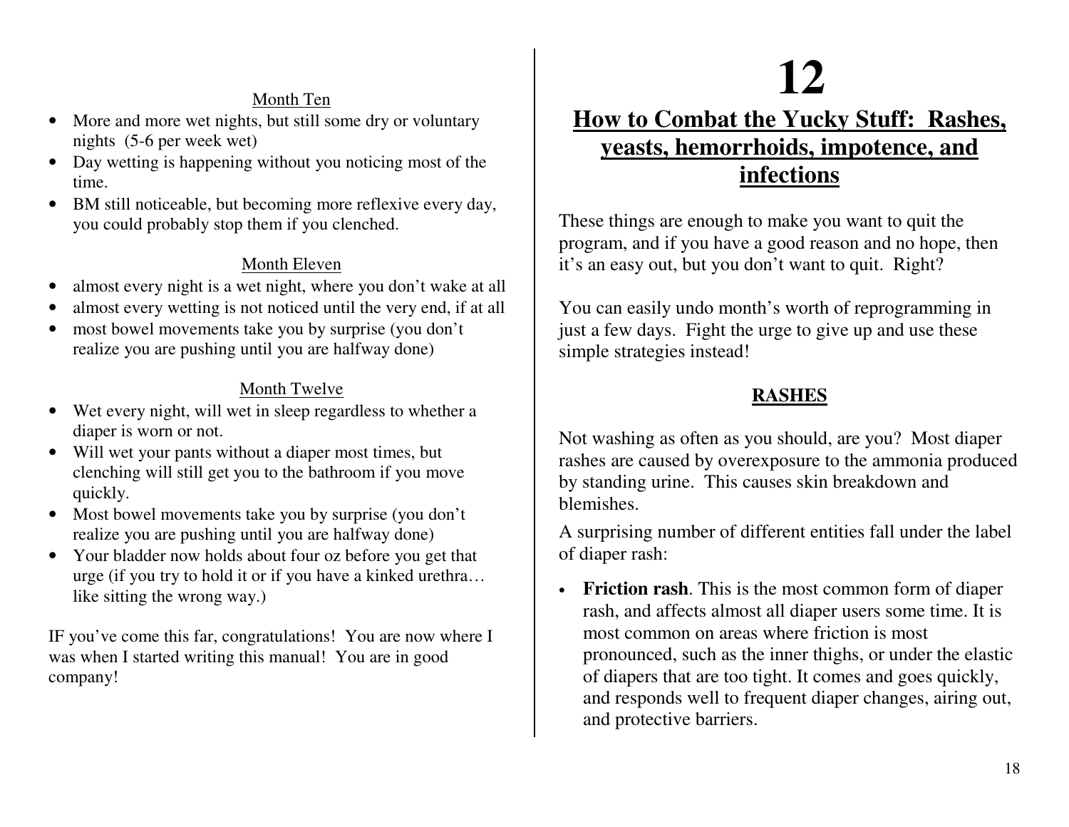Month Ten

- More and more wet nights, but still some dry or voluntary nights (5-6 per week wet)
- Day wetting is happening without you noticing most of the time.
- BM still noticeable, but becoming more reflexive every day, you could probably stop them if you clenched.

Month Eleven

- almost every night is a wet night, where you don't wake at all
- almost every wetting is not noticed until the very end, if at all
- most bowel movements take you by surprise (you don't realize you are pushing until you are halfway done)

Month Twelve

- Wet every night, will wet in sleep regardless to whether a diaper is worn or not.
- Will wet your pants without a diaper most times, but clenching will still get you to the bathroom if you move quickly.
- Most bowel movements take you by surprise (you don't realize you are pushing until you are halfway done)
- Your bladder now holds about four oz before you get that urge (if you try to hold it or if you have a kinked urethra… like sitting the wrong way.)

IF you've come this far, congratulations! You are now where I was when I started writing this manual! You are in good company!

# 12

## How to Combat the Yucky Stuff: Rashes, yeasts, hemorrhoids, impotence, and infections

These things are enough to make you want to quit the program, and if you have a good reason and no hope, then it's an easy out, but you don't want to quit. Right?

You can easily undo month's worth of reprogramming in just a few days. Fight the urge to give up and use these simple strategies instead!

### RASHES

Not washing as often as you should, are you? Most diaper rashes are caused by overexposure to the ammonia produced by standing urine. This causes skin breakdown and blemishes.

A surprising number of different entities fall under the label of diaper rash:

- **Friction rash**. This is the most common form of diaper rash, and affects almost all diaper users some time. It is most common on areas where friction is most pronounced, such as the inner thighs, or under the elastic of diapers that are too tight. It comes and goes quickly, and responds well to frequent diaper changes, airing out, and protective barriers.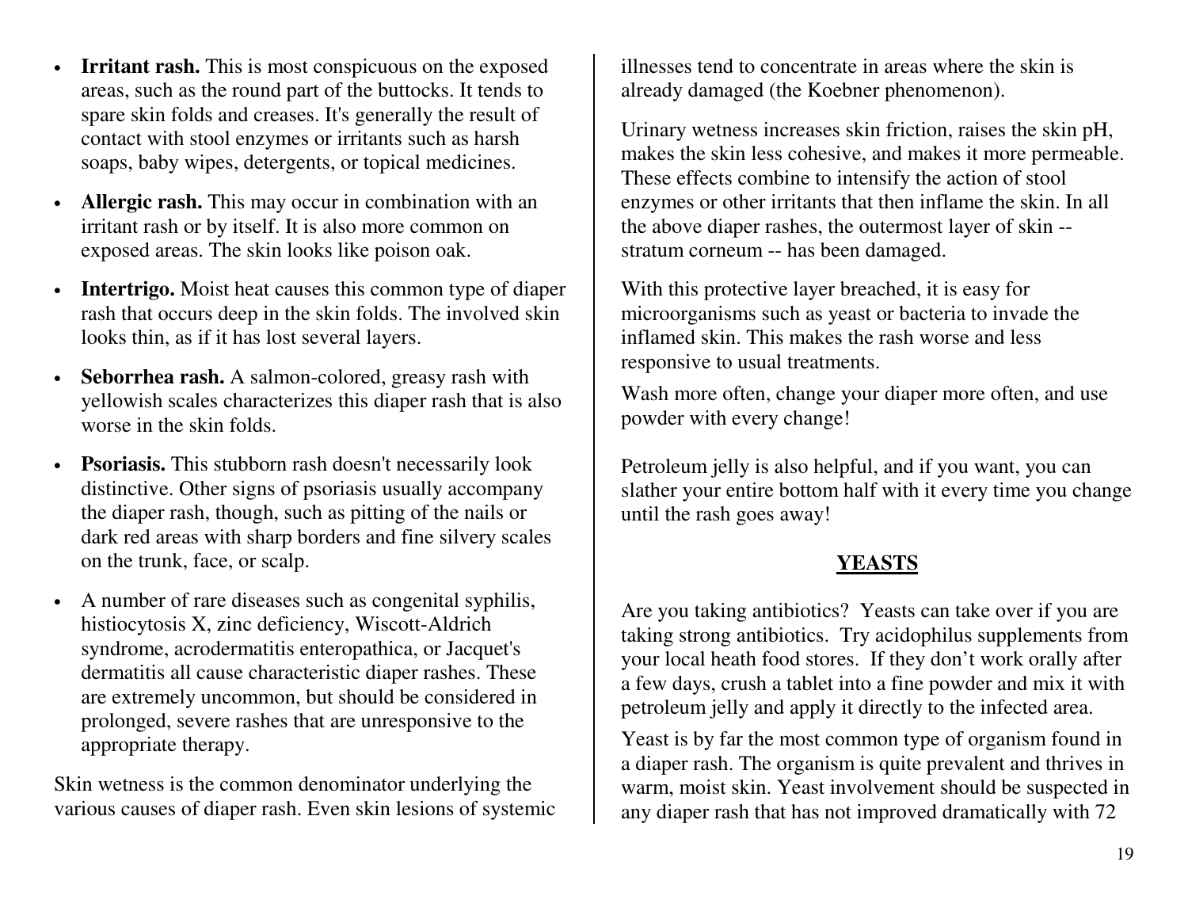- **Irritant rash.** This is most conspicuous on the exposed areas, such as the round part of the buttocks. It tends to spare skin folds and creases. It's generally the result of contact with stool enzymes or irritants such as harsh soaps, baby wipes, detergents, or topical medicines.
- **Allergic rash.** This may occur in combination with an irritant rash or by itself. It is also more common on exposed areas. The skin looks like poison oak.
- **Intertrigo.** Moist heat causes this common type of diaper rash that occurs deep in the skin folds. The involved skin looks thin, as if it has lost several layers.
- **Seborrhea rash.** A salmon-colored, greasy rash with yellowish scales characterizes this diaper rash that is also worse in the skin folds.
- **Psoriasis.** This stubborn rash doesn't necessarily look distinctive. Other signs of psoriasis usually accompany the diaper rash, though, such as pitting of the nails or dark red areas with sharp borders and fine silvery scales on the trunk, face, or scalp.
- A number of rare diseases such as congenital syphilis, histiocytosis X, zinc deficiency, Wiscott-Aldrich syndrome, acrodermatitis enteropathica, or Jacquet's dermatitis all cause characteristic diaper rashes. These are extremely uncommon, but should be considered in prolonged, severe rashes that are unresponsive to the appropriate therapy.

Skin wetness is the common denominator underlying the various causes of diaper rash. Even skin lesions of systemic illnesses tend to concentrate in areas where the skin is already damaged (the Koebner phenomenon).

Urinary wetness increases skin friction, raises the skin pH, makes the skin less cohesive, and makes it more permeable. These effects combine to intensify the action of stool enzymes or other irritants that then inflame the skin. In all the above diaper rashes, the outermost layer of skin -- stratum corneum -- has been damaged.

With this protective layer breached, it is easy for microorganisms such as yeast or bacteria to invade the inflamed skin. This makes the rash worse and less responsive to usual treatments.

Wash more often, change your diaper more often, and use powder with every change!

Petroleum jelly is also helpful, and if you want, you can slather your entire bottom half with it every time you change until the rash goes away!

## YEASTS

Are you taking antibiotics? Yeasts can take over if you are taking strong antibiotics. Try acidophilus supplements from your local heath food stores. If they don't work orally after a few days, crush a tablet into a fine powder and mix it with petroleum jelly and apply it directly to the infected area.

Yeast is by far the most common type of organism found in a diaper rash. The organism is quite prevalent and thrives in warm, moist skin. Yeast involvement should be suspected in any diaper rash that has not improved dramatically with 72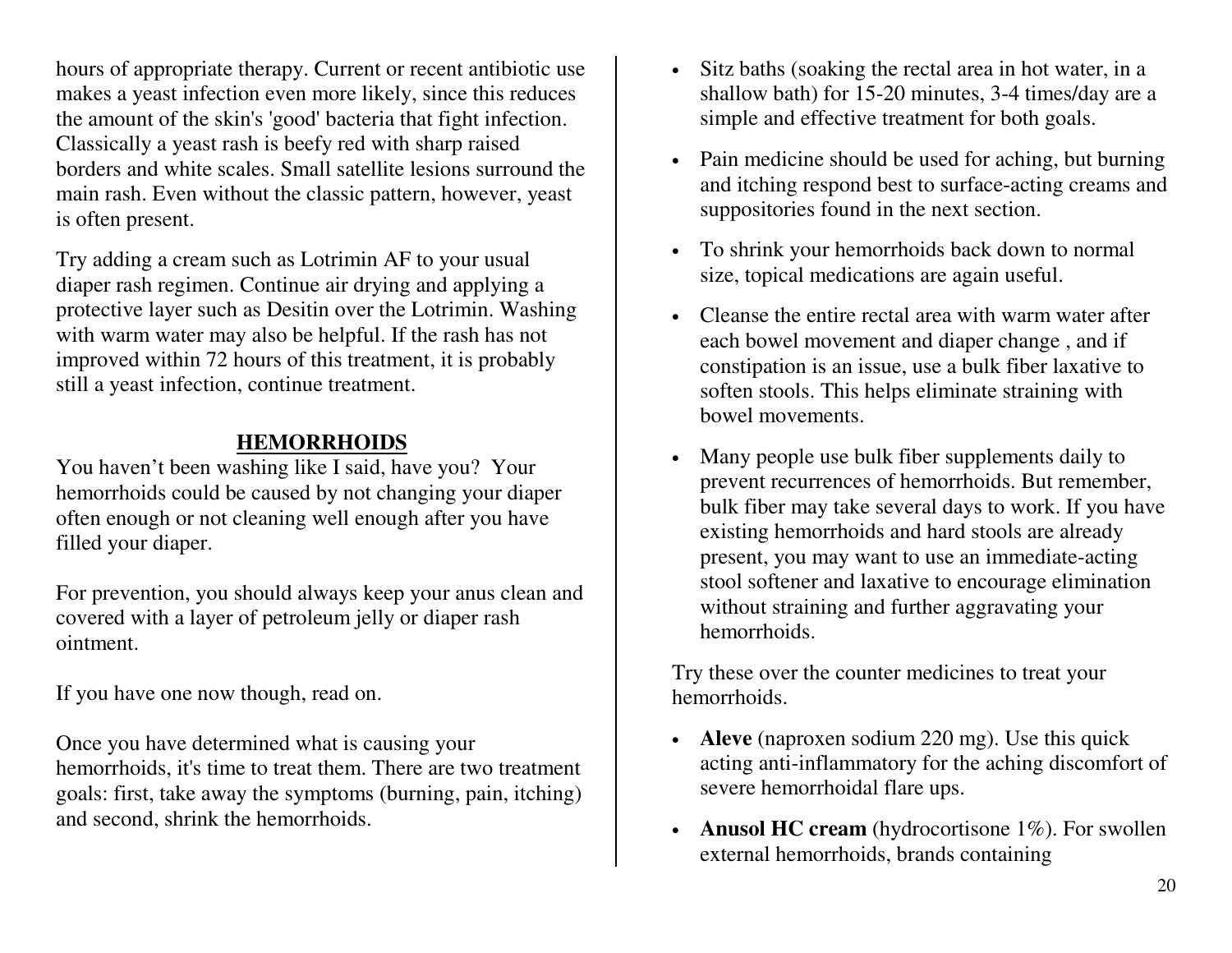hours of appropriate therapy. Current or recent antibiotic use makes a yeast infection even more likely, since this reduces the amount of the skin's 'good' bacteria that fight infection. Classically a yeast rash is beefy red with sharp raised borders and white scales. Small satellite lesions surround the main rash. Even without the classic pattern, however, yeast is often present.

Try adding a cream such as Lotrimin AF to your usual diaper rash regimen. Continue air drying and applying a protective layer such as Desitin over the Lotrimin. Washing with warm water may also be helpful. If the rash has not improved within 72 hours of this treatment, it is probably still a yeast infection, continue treatment.

## HEMORRHOIDS

You haven't been washing like I said, have you? Your hemorrhoids could be caused by not changing your diaper often enough or not cleaning well enough after you have filled your diaper.

For prevention, you should always keep your anus clean and covered with a layer of petroleum jelly or diaper rash ointment.

If you have one now though, read on.

Once you have determined what is causing your hemorrhoids, it's time to treat them. There are two treatment goals: first, take away the symptoms (burning, pain, itching) and second, shrink the hemorrhoids.

- Sitz baths (soaking the rectal area in hot water, in a shallow bath) for 15-20 minutes, 3-4 times/day are a simple and effective treatment for both goals.
- Pain medicine should be used for aching, but burning and itching respond best to surface-acting creams and suppositories found in the next section.
- To shrink your hemorrhoids back down to normal size, topical medications are again useful.
- Cleanse the entire rectal area with warm water after each bowel movement and diaper change , and if constipation is an issue, use a bulk fiber laxative to soften stools. This helps eliminate straining with bowel movements.
- Many people use bulk fiber supplements daily to prevent recurrences of hemorrhoids. But remember, bulk fiber may take several days to work. If you have existing hemorrhoids and hard stools are already present, you may want to use an immediate-acting stool softener and laxative to encourage elimination without straining and further aggravating your hemorrhoids.

Try these over the counter medicines to treat your hemorrhoids.

- **Aleve** (naproxen sodium 220 mg). Use this quick acting anti-inflammatory for the aching discomfort of severe hemorrhoidal flare ups.
- **Anusol HC cream** (hydrocortisone 1%). For swollen external hemorrhoids, brands containing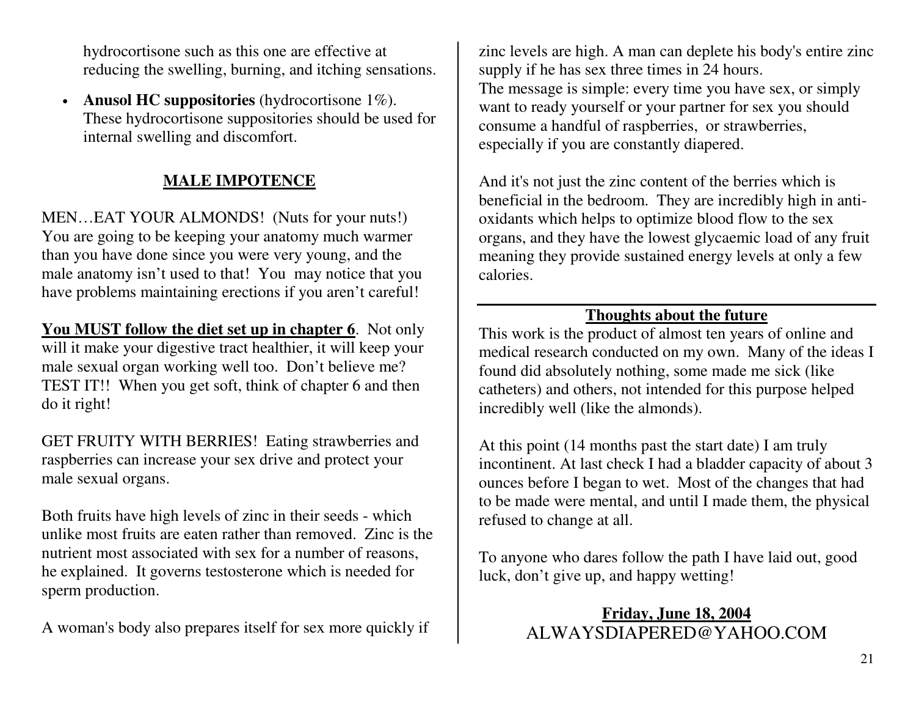hydrocortisone such as this one are effective at reducing the swelling, burning, and itching sensations.

- **Anusol HC suppositories** (hydrocortisone 1%). These hydrocortisone suppositories should be used for internal swelling and discomfort.

## MALE IMPOTENCE

MEN…EAT YOUR ALMONDS! (Nuts for your nuts!) You are going to be keeping your anatomy much warmer than you have done since you were very young, and the male anatomy isn't used to that! You may notice that you have problems maintaining erections if you aren't careful!

**You MUST follow the diet set up in chapter 6**. Not only will it make your digestive tract healthier, it will keep your male sexual organ working well too. Don't believe me? TEST IT!! When you get soft, think of chapter 6 and then do it right!

GET FRUITY WITH BERRIES! Eating strawberries and raspberries can increase your sex drive and protect your male sexual organs.

Both fruits have high levels of zinc in their seeds - which unlike most fruits are eaten rather than removed. Zinc is the nutrient most associated with sex for a number of reasons, he explained. It governs testosterone which is needed for sperm production.

A woman's body also prepares itself for sex more quickly if zinc levels are high. A man can deplete his body's entire zinc supply if he has sex three times in 24 hours.
The message is simple: every time you have sex, or simply want to ready yourself or your partner for sex you should consume a handful of raspberries, or strawberries, especially if you are constantly diapered.

And it's not just the zinc content of the berries which is beneficial in the bedroom. They are incredibly high in anti-oxidants which helps to optimize blood flow to the sex organs, and they have the lowest glycaemic load of any fruit meaning they provide sustained energy levels at only a few calories.

---

## Thoughts about the future

This work is the product of almost ten years of online and medical research conducted on my own. Many of the ideas I found did absolutely nothing, some made me sick (like catheters) and others, not intended for this purpose helped incredibly well (like the almonds).

At this point (14 months past the start date) I am truly incontinent. At last check I had a bladder capacity of about 3 ounces before I began to wet. Most of the changes that had to be made were mental, and until I made them, the physical refused to change at all.

To anyone who dares follow the path I have laid out, good luck, don't give up, and happy wetting!

**Friday, June 18, 2004**
ALWAYSDIAPERED@YAHOO.COM